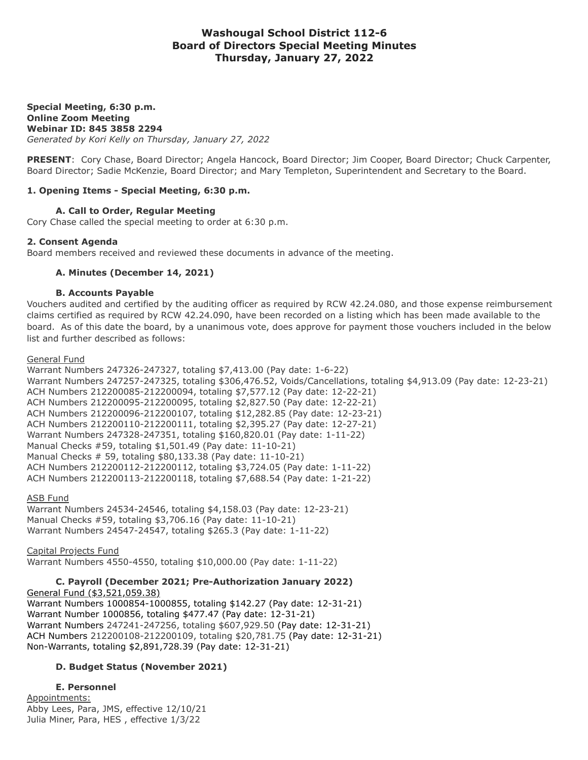# Washougal School District 112-6
# Board of Directors Special Meeting Minutes
# Thursday, January 27, 2022

**Special Meeting, 6:30 p.m.**
**Online Zoom Meeting**
**Webinar ID: 845 3858 2294**
*Generated by Kori Kelly on Thursday, January 27, 2022*

**PRESENT**: Cory Chase, Board Director; Angela Hancock, Board Director; Jim Cooper, Board Director; Chuck Carpenter, Board Director; Sadie McKenzie, Board Director; and Mary Templeton, Superintendent and Secretary to the Board.

### 1. Opening Items - Special Meeting, 6:30 p.m.

#### A. Call to Order, Regular Meeting

Cory Chase called the special meeting to order at 6:30 p.m.

### 2. Consent Agenda

Board members received and reviewed these documents in advance of the meeting.

#### A. Minutes (December 14, 2021)

#### B. Accounts Payable

Vouchers audited and certified by the auditing officer as required by RCW 42.24.080, and those expense reimbursement claims certified as required by RCW 42.24.090, have been recorded on a listing which has been made available to the board. As of this date the board, by a unanimous vote, does approve for payment those vouchers included in the below list and further described as follows:

General Fund
Warrant Numbers 247326-247327, totaling $7,413.00 (Pay date: 1-6-22)
Warrant Numbers 247257-247325, totaling $306,476.52, Voids/Cancellations, totaling $4,913.09 (Pay date: 12-23-21)
ACH Numbers 212200085-212200094, totaling $7,577.12 (Pay date: 12-22-21)
ACH Numbers 212200095-212200095, totaling $2,827.50 (Pay date: 12-22-21)
ACH Numbers 212200096-212200107, totaling $12,282.85 (Pay date: 12-23-21)
ACH Numbers 212200110-212200111, totaling $2,395.27 (Pay date: 12-27-21)
Warrant Numbers 247328-247351, totaling $160,820.01 (Pay date: 1-11-22)
Manual Checks #59, totaling $1,501.49 (Pay date: 11-10-21)
Manual Checks # 59, totaling $80,133.38 (Pay date: 11-10-21)
ACH Numbers 212200112-212200112, totaling $3,724.05 (Pay date: 1-11-22)
ACH Numbers 212200113-212200118, totaling $7,688.54 (Pay date: 1-21-22)

ASB Fund
Warrant Numbers 24534-24546, totaling $4,158.03 (Pay date: 12-23-21)
Manual Checks #59, totaling $3,706.16 (Pay date: 11-10-21)
Warrant Numbers 24547-24547, totaling $265.3 (Pay date: 1-11-22)

Capital Projects Fund
Warrant Numbers 4550-4550, totaling $10,000.00 (Pay date: 1-11-22)

#### C. Payroll (December 2021; Pre-Authorization January 2022)

General Fund ($3,521,059.38)
Warrant Numbers 1000854-1000855, totaling $142.27 (Pay date: 12-31-21)
Warrant Number 1000856, totaling $477.47 (Pay date: 12-31-21)
Warrant Numbers 247241-247256, totaling $607,929.50 (Pay date: 12-31-21)
ACH Numbers 212200108-212200109, totaling $20,781.75 (Pay date: 12-31-21)
Non-Warrants, totaling $2,891,728.39 (Pay date: 12-31-21)

#### D. Budget Status (November 2021)

#### E. Personnel

Appointments:
Abby Lees, Para, JMS, effective 12/10/21
Julia Miner, Para, HES , effective 1/3/22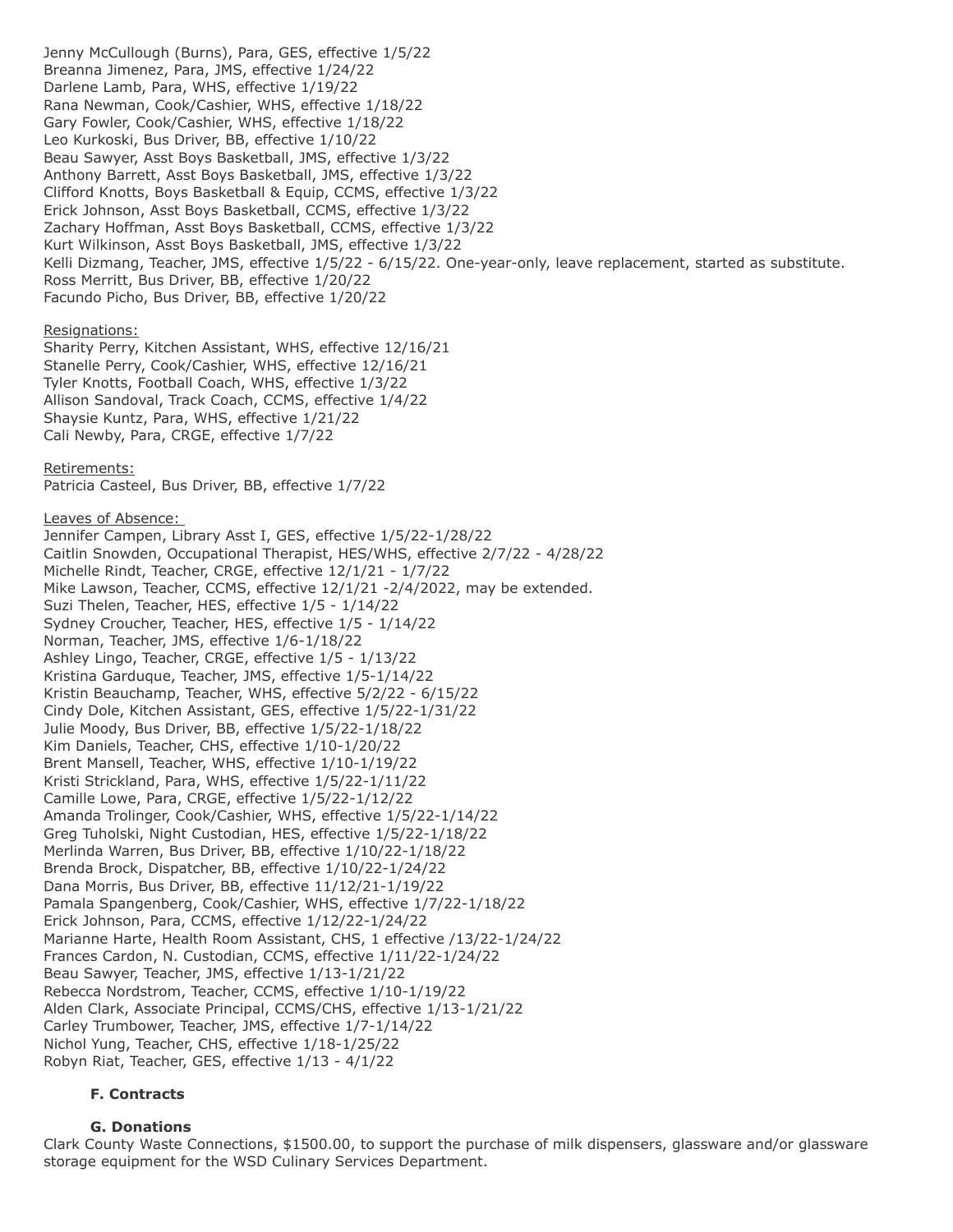Jenny McCullough (Burns), Para, GES, effective 1/5/22
Breanna Jimenez, Para, JMS, effective 1/24/22
Darlene Lamb, Para, WHS, effective 1/19/22
Rana Newman, Cook/Cashier, WHS, effective 1/18/22
Gary Fowler, Cook/Cashier, WHS, effective 1/18/22
Leo Kurkoski, Bus Driver, BB, effective 1/10/22
Beau Sawyer, Asst Boys Basketball, JMS, effective 1/3/22
Anthony Barrett, Asst Boys Basketball, JMS, effective 1/3/22
Clifford Knotts, Boys Basketball & Equip, CCMS, effective 1/3/22
Erick Johnson, Asst Boys Basketball, CCMS, effective 1/3/22
Zachary Hoffman, Asst Boys Basketball, CCMS, effective 1/3/22
Kurt Wilkinson, Asst Boys Basketball, JMS, effective 1/3/22
Kelli Dizmang, Teacher, JMS, effective 1/5/22 - 6/15/22. One-year-only, leave replacement, started as substitute.
Ross Merritt, Bus Driver, BB, effective 1/20/22
Facundo Picho, Bus Driver, BB, effective 1/20/22

Resignations:
Sharity Perry, Kitchen Assistant, WHS, effective 12/16/21
Stanelle Perry, Cook/Cashier, WHS, effective 12/16/21
Tyler Knotts, Football Coach, WHS, effective 1/3/22
Allison Sandoval, Track Coach, CCMS, effective 1/4/22
Shaysie Kuntz, Para, WHS, effective 1/21/22
Cali Newby, Para, CRGE, effective 1/7/22

Retirements:
Patricia Casteel, Bus Driver, BB, effective 1/7/22

Leaves of Absence:
Jennifer Campen, Library Asst I, GES, effective 1/5/22-1/28/22
Caitlin Snowden, Occupational Therapist, HES/WHS, effective 2/7/22 - 4/28/22
Michelle Rindt, Teacher, CRGE, effective 12/1/21 - 1/7/22
Mike Lawson, Teacher, CCMS, effective 12/1/21 -2/4/2022, may be extended.
Suzi Thelen, Teacher, HES, effective 1/5 - 1/14/22
Sydney Croucher, Teacher, HES, effective 1/5 - 1/14/22
Norman, Teacher, JMS, effective 1/6-1/18/22
Ashley Lingo, Teacher, CRGE, effective 1/5 - 1/13/22
Kristina Garduque, Teacher, JMS, effective 1/5-1/14/22
Kristin Beauchamp, Teacher, WHS, effective 5/2/22 - 6/15/22
Cindy Dole, Kitchen Assistant, GES, effective 1/5/22-1/31/22
Julie Moody, Bus Driver, BB, effective 1/5/22-1/18/22
Kim Daniels, Teacher, CHS, effective 1/10-1/20/22
Brent Mansell, Teacher, WHS, effective 1/10-1/19/22
Kristi Strickland, Para, WHS, effective 1/5/22-1/11/22
Camille Lowe, Para, CRGE, effective 1/5/22-1/12/22
Amanda Trolinger, Cook/Cashier, WHS, effective 1/5/22-1/14/22
Greg Tuholski, Night Custodian, HES, effective 1/5/22-1/18/22
Merlinda Warren, Bus Driver, BB, effective 1/10/22-1/18/22
Brenda Brock, Dispatcher, BB, effective 1/10/22-1/24/22
Dana Morris, Bus Driver, BB, effective 11/12/21-1/19/22
Pamala Spangenberg, Cook/Cashier, WHS, effective 1/7/22-1/18/22
Erick Johnson, Para, CCMS, effective 1/12/22-1/24/22
Marianne Harte, Health Room Assistant, CHS, 1 effective /13/22-1/24/22
Frances Cardon, N. Custodian, CCMS, effective 1/11/22-1/24/22
Beau Sawyer, Teacher, JMS, effective 1/13-1/21/22
Rebecca Nordstrom, Teacher, CCMS, effective 1/10-1/19/22
Alden Clark, Associate Principal, CCMS/CHS, effective 1/13-1/21/22
Carley Trumbower, Teacher, JMS, effective 1/7-1/14/22
Nichol Yung, Teacher, CHS, effective 1/18-1/25/22
Robyn Riat, Teacher, GES, effective 1/13 - 4/1/22

**F. Contracts**

**G. Donations**

Clark County Waste Connections, $1500.00, to support the purchase of milk dispensers, glassware and/or glassware storage equipment for the WSD Culinary Services Department.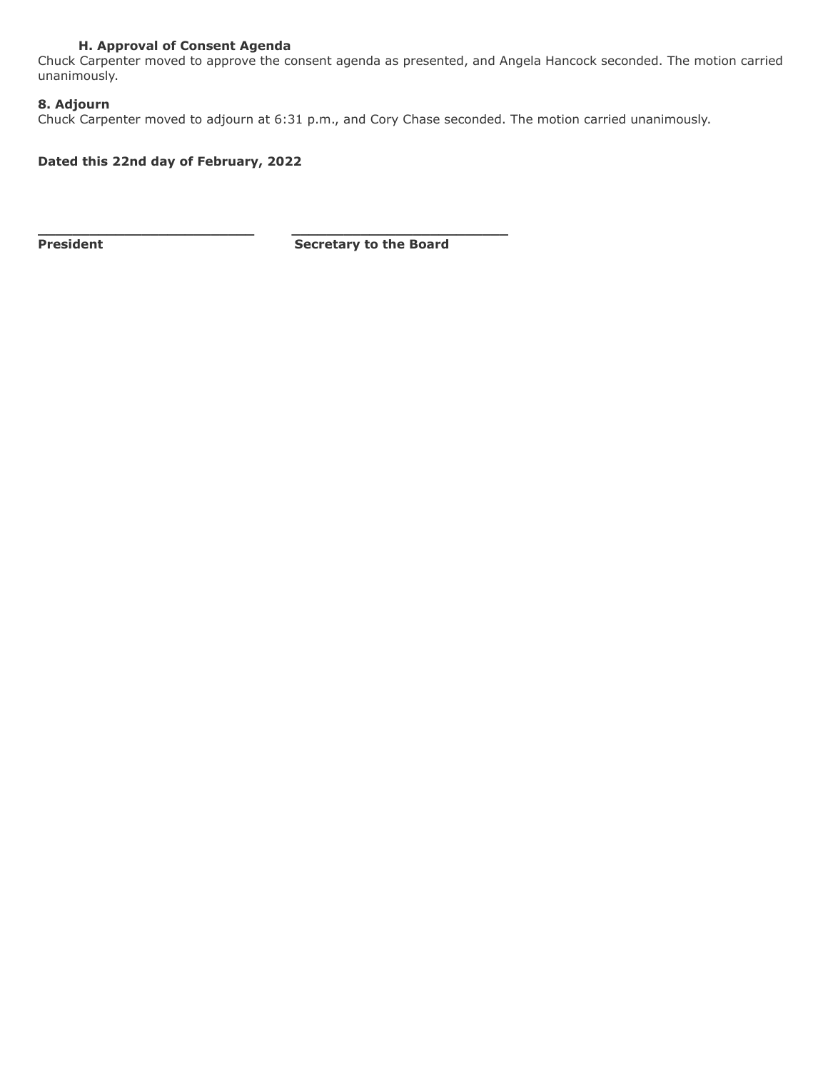**H. Approval of Consent Agenda**

Chuck Carpenter moved to approve the consent agenda as presented, and Angela Hancock seconded. The motion carried unanimously.

**8. Adjourn**

Chuck Carpenter moved to adjourn at 6:31 p.m., and Cory Chase seconded. The motion carried unanimously.

**Dated this 22nd day of February, 2022**

___________________________ ___________________________

**President** **Secretary to the Board**